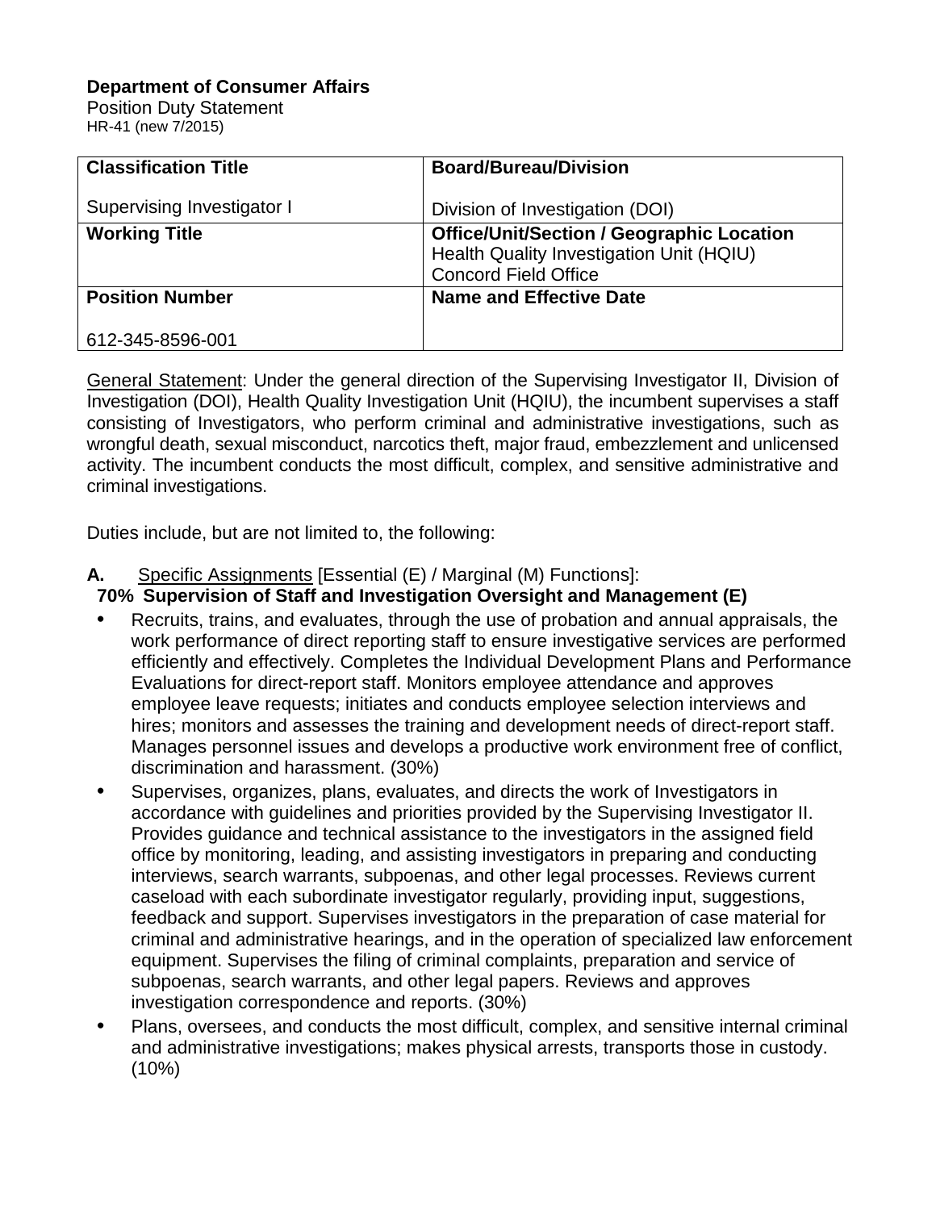**Department of Consumer Affairs**
Position Duty Statement
HR-41 (new 7/2015)

| **Classification Title**<br><br>Supervising Investigator I | **Board/Bureau/Division**<br><br>Division of Investigation (DOI) |
|---|---|
| **Working Title** | **Office/Unit/Section / Geographic Location**<br>Health Quality Investigation Unit (HQIU)<br>Concord Field Office |
| **Position Number**<br><br>612-345-8596-001 | **Name and Effective Date** |

General Statement: Under the general direction of the Supervising Investigator II, Division of Investigation (DOI), Health Quality Investigation Unit (HQIU), the incumbent supervises a staff consisting of Investigators, who perform criminal and administrative investigations, such as wrongful death, sexual misconduct, narcotics theft, major fraud, embezzlement and unlicensed activity. The incumbent conducts the most difficult, complex, and sensitive administrative and criminal investigations.

Duties include, but are not limited to, the following:

**A.** Specific Assignments [Essential (E) / Marginal (M) Functions]:

**70% Supervision of Staff and Investigation Oversight and Management (E)**

- Recruits, trains, and evaluates, through the use of probation and annual appraisals, the work performance of direct reporting staff to ensure investigative services are performed efficiently and effectively. Completes the Individual Development Plans and Performance Evaluations for direct-report staff. Monitors employee attendance and approves employee leave requests; initiates and conducts employee selection interviews and hires; monitors and assesses the training and development needs of direct-report staff. Manages personnel issues and develops a productive work environment free of conflict, discrimination and harassment. (30%)
- Supervises, organizes, plans, evaluates, and directs the work of Investigators in accordance with guidelines and priorities provided by the Supervising Investigator II. Provides guidance and technical assistance to the investigators in the assigned field office by monitoring, leading, and assisting investigators in preparing and conducting interviews, search warrants, subpoenas, and other legal processes. Reviews current caseload with each subordinate investigator regularly, providing input, suggestions, feedback and support. Supervises investigators in the preparation of case material for criminal and administrative hearings, and in the operation of specialized law enforcement equipment. Supervises the filing of criminal complaints, preparation and service of subpoenas, search warrants, and other legal papers. Reviews and approves investigation correspondence and reports. (30%)
- Plans, oversees, and conducts the most difficult, complex, and sensitive internal criminal and administrative investigations; makes physical arrests, transports those in custody. (10%)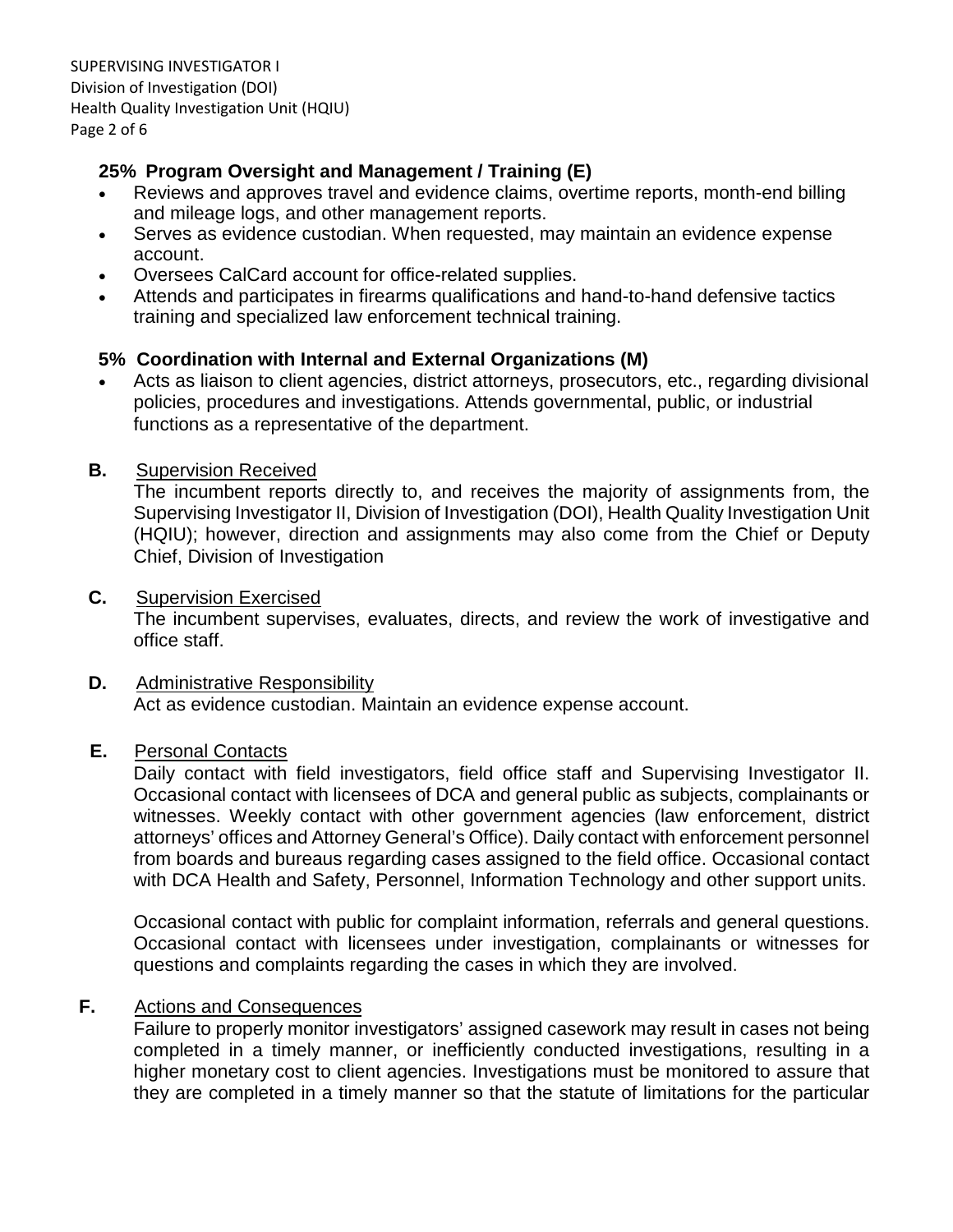**25% Program Oversight and Management / Training (E)**

- Reviews and approves travel and evidence claims, overtime reports, month-end billing and mileage logs, and other management reports.
- Serves as evidence custodian. When requested, may maintain an evidence expense account.
- Oversees CalCard account for office-related supplies.
- Attends and participates in firearms qualifications and hand-to-hand defensive tactics training and specialized law enforcement technical training.

**5% Coordination with Internal and External Organizations (M)**

- Acts as liaison to client agencies, district attorneys, prosecutors, etc., regarding divisional policies, procedures and investigations. Attends governmental, public, or industrial functions as a representative of the department.

**B.** Supervision Received

The incumbent reports directly to, and receives the majority of assignments from, the Supervising Investigator II, Division of Investigation (DOI), Health Quality Investigation Unit (HQIU); however, direction and assignments may also come from the Chief or Deputy Chief, Division of Investigation

**C.** Supervision Exercised

The incumbent supervises, evaluates, directs, and review the work of investigative and office staff.

**D.** Administrative Responsibility

Act as evidence custodian. Maintain an evidence expense account.

**E.** Personal Contacts

Daily contact with field investigators, field office staff and Supervising Investigator II. Occasional contact with licensees of DCA and general public as subjects, complainants or witnesses. Weekly contact with other government agencies (law enforcement, district attorneys' offices and Attorney General's Office). Daily contact with enforcement personnel from boards and bureaus regarding cases assigned to the field office. Occasional contact with DCA Health and Safety, Personnel, Information Technology and other support units.

Occasional contact with public for complaint information, referrals and general questions. Occasional contact with licensees under investigation, complainants or witnesses for questions and complaints regarding the cases in which they are involved.

**F.** Actions and Consequences

Failure to properly monitor investigators' assigned casework may result in cases not being completed in a timely manner, or inefficiently conducted investigations, resulting in a higher monetary cost to client agencies. Investigations must be monitored to assure that they are completed in a timely manner so that the statute of limitations for the particular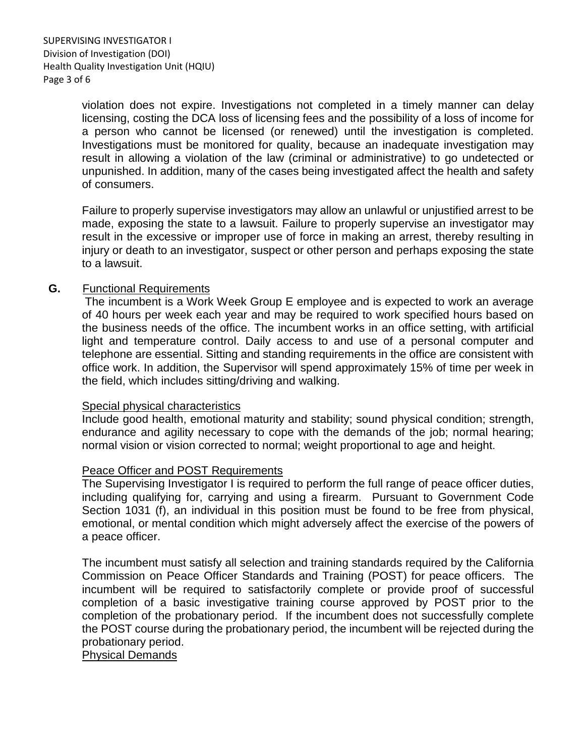violation does not expire. Investigations not completed in a timely manner can delay licensing, costing the DCA loss of licensing fees and the possibility of a loss of income for a person who cannot be licensed (or renewed) until the investigation is completed. Investigations must be monitored for quality, because an inadequate investigation may result in allowing a violation of the law (criminal or administrative) to go undetected or unpunished. In addition, many of the cases being investigated affect the health and safety of consumers.

Failure to properly supervise investigators may allow an unlawful or unjustified arrest to be made, exposing the state to a lawsuit. Failure to properly supervise an investigator may result in the excessive or improper use of force in making an arrest, thereby resulting in injury or death to an investigator, suspect or other person and perhaps exposing the state to a lawsuit.

**G.** Functional Requirements

The incumbent is a Work Week Group E employee and is expected to work an average of 40 hours per week each year and may be required to work specified hours based on the business needs of the office. The incumbent works in an office setting, with artificial light and temperature control. Daily access to and use of a personal computer and telephone are essential. Sitting and standing requirements in the office are consistent with office work. In addition, the Supervisor will spend approximately 15% of time per week in the field, which includes sitting/driving and walking.

Special physical characteristics

Include good health, emotional maturity and stability; sound physical condition; strength, endurance and agility necessary to cope with the demands of the job; normal hearing; normal vision or vision corrected to normal; weight proportional to age and height.

Peace Officer and POST Requirements

The Supervising Investigator I is required to perform the full range of peace officer duties, including qualifying for, carrying and using a firearm. Pursuant to Government Code Section 1031 (f), an individual in this position must be found to be free from physical, emotional, or mental condition which might adversely affect the exercise of the powers of a peace officer.

The incumbent must satisfy all selection and training standards required by the California Commission on Peace Officer Standards and Training (POST) for peace officers. The incumbent will be required to satisfactorily complete or provide proof of successful completion of a basic investigative training course approved by POST prior to the completion of the probationary period. If the incumbent does not successfully complete the POST course during the probationary period, the incumbent will be rejected during the probationary period.

Physical Demands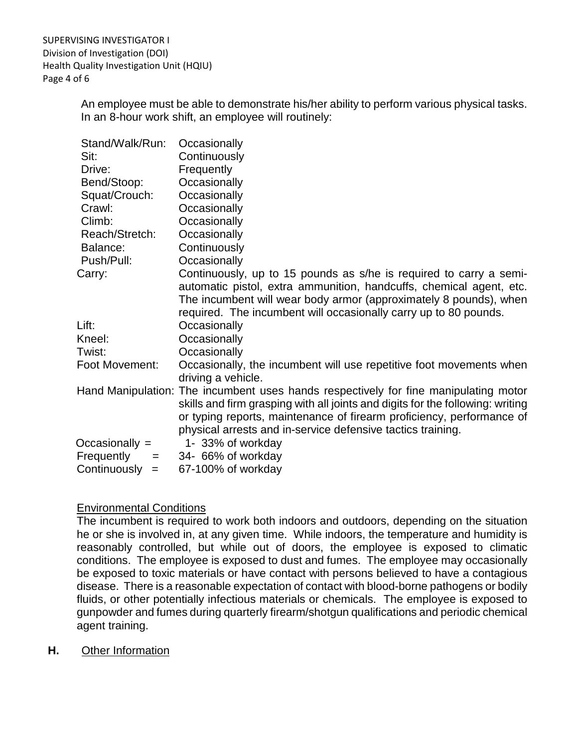An employee must be able to demonstrate his/her ability to perform various physical tasks. In an 8-hour work shift, an employee will routinely:

| | |
|---|---|
| Stand/Walk/Run: | Occasionally |
| Sit: | Continuously |
| Drive: | Frequently |
| Bend/Stoop: | Occasionally |
| Squat/Crouch: | Occasionally |
| Crawl: | Occasionally |
| Climb: | Occasionally |
| Reach/Stretch: | Occasionally |
| Balance: | Continuously |
| Push/Pull: | Occasionally |
| Carry: | Continuously, up to 15 pounds as s/he is required to carry a semi-automatic pistol, extra ammunition, handcuffs, chemical agent, etc. The incumbent will wear body armor (approximately 8 pounds), when required. The incumbent will occasionally carry up to 80 pounds. |
| Lift: | Occasionally |
| Kneel: | Occasionally |
| Twist: | Occasionally |
| Foot Movement: | Occasionally, the incumbent will use repetitive foot movements when driving a vehicle. |
| Hand Manipulation: | The incumbent uses hands respectively for fine manipulating motor skills and firm grasping with all joints and digits for the following: writing or typing reports, maintenance of firearm proficiency, performance of physical arrests and in-service defensive tactics training. |
| Occasionally = | 1- 33% of workday |
| Frequently = | 34- 66% of workday |
| Continuously = | 67-100% of workday |

<u>Environmental Conditions</u>

The incumbent is required to work both indoors and outdoors, depending on the situation he or she is involved in, at any given time. While indoors, the temperature and humidity is reasonably controlled, but while out of doors, the employee is exposed to climatic conditions. The employee is exposed to dust and fumes. The employee may occasionally be exposed to toxic materials or have contact with persons believed to have a contagious disease. There is a reasonable expectation of contact with blood-borne pathogens or bodily fluids, or other potentially infectious materials or chemicals. The employee is exposed to gunpowder and fumes during quarterly firearm/shotgun qualifications and periodic chemical agent training.

**H.** <u>Other Information</u>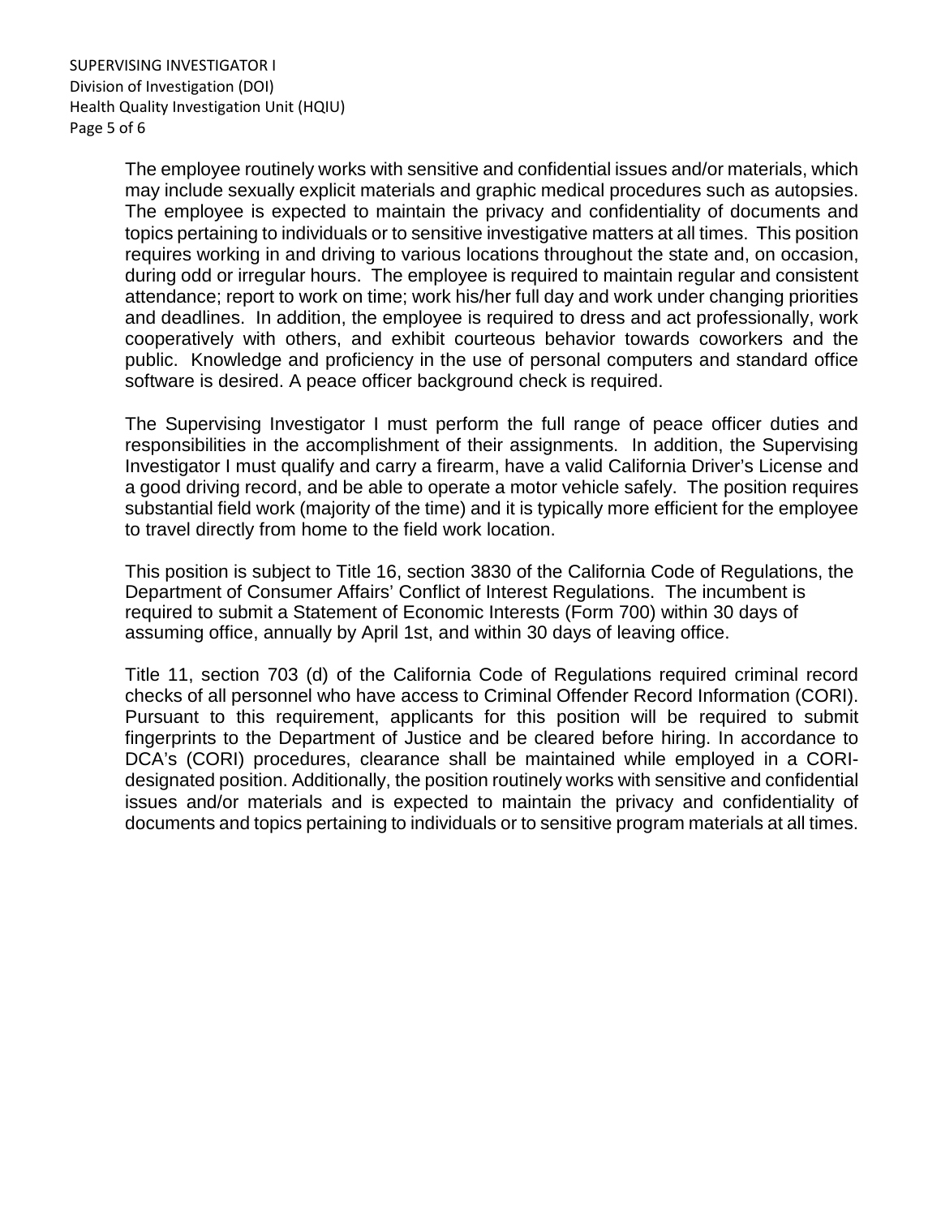The employee routinely works with sensitive and confidential issues and/or materials, which may include sexually explicit materials and graphic medical procedures such as autopsies. The employee is expected to maintain the privacy and confidentiality of documents and topics pertaining to individuals or to sensitive investigative matters at all times. This position requires working in and driving to various locations throughout the state and, on occasion, during odd or irregular hours. The employee is required to maintain regular and consistent attendance; report to work on time; work his/her full day and work under changing priorities and deadlines. In addition, the employee is required to dress and act professionally, work cooperatively with others, and exhibit courteous behavior towards coworkers and the public. Knowledge and proficiency in the use of personal computers and standard office software is desired. A peace officer background check is required.

The Supervising Investigator I must perform the full range of peace officer duties and responsibilities in the accomplishment of their assignments. In addition, the Supervising Investigator I must qualify and carry a firearm, have a valid California Driver's License and a good driving record, and be able to operate a motor vehicle safely. The position requires substantial field work (majority of the time) and it is typically more efficient for the employee to travel directly from home to the field work location.

This position is subject to Title 16, section 3830 of the California Code of Regulations, the Department of Consumer Affairs' Conflict of Interest Regulations. The incumbent is required to submit a Statement of Economic Interests (Form 700) within 30 days of assuming office, annually by April 1st, and within 30 days of leaving office.

Title 11, section 703 (d) of the California Code of Regulations required criminal record checks of all personnel who have access to Criminal Offender Record Information (CORI). Pursuant to this requirement, applicants for this position will be required to submit fingerprints to the Department of Justice and be cleared before hiring. In accordance to DCA's (CORI) procedures, clearance shall be maintained while employed in a CORI-designated position. Additionally, the position routinely works with sensitive and confidential issues and/or materials and is expected to maintain the privacy and confidentiality of documents and topics pertaining to individuals or to sensitive program materials at all times.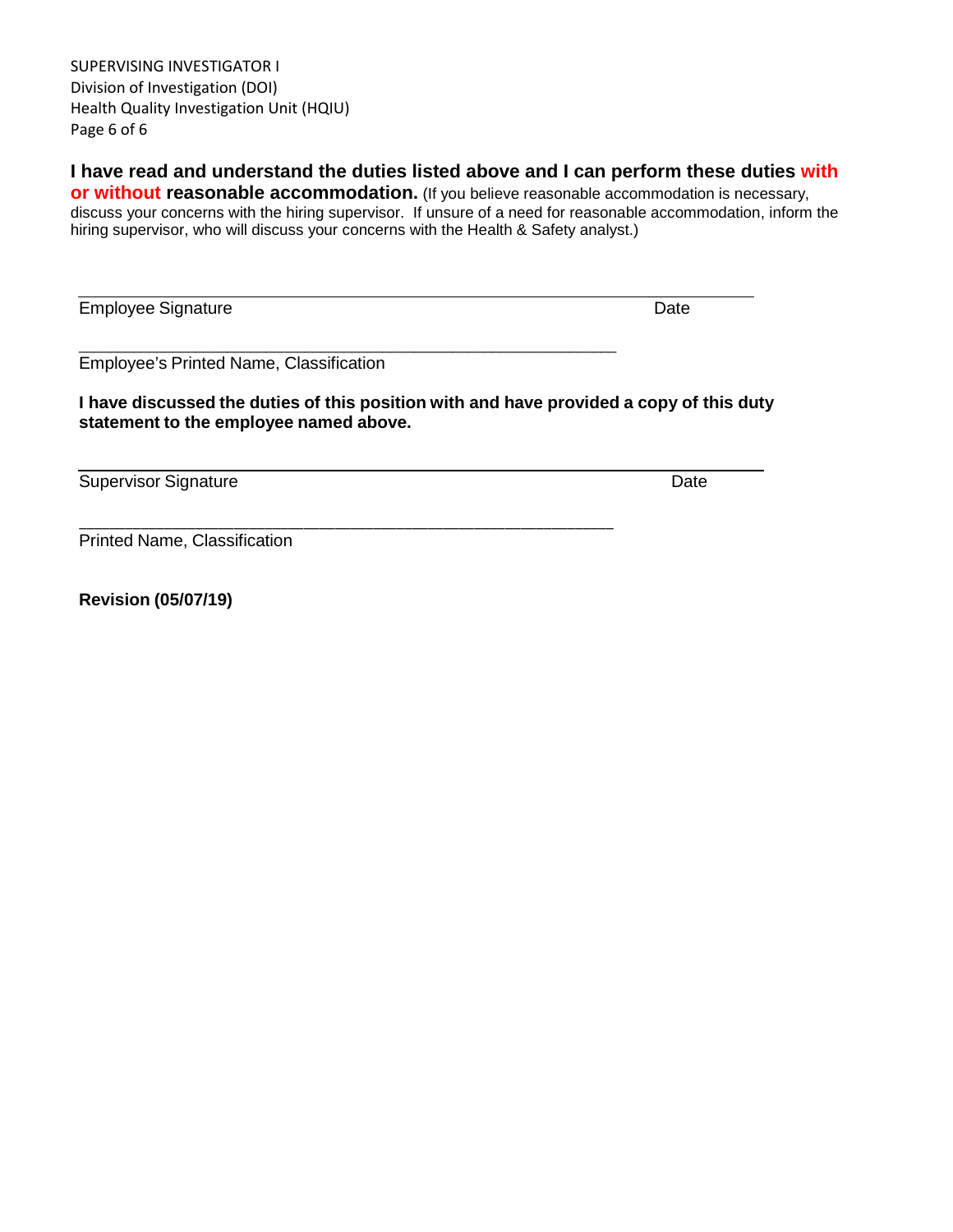**I have read and understand the duties listed above and I can perform these duties with or without reasonable accommodation.** (If you believe reasonable accommodation is necessary, discuss your concerns with the hiring supervisor. If unsure of a need for reasonable accommodation, inform the hiring supervisor, who will discuss your concerns with the Health & Safety analyst.)

\_\_\_\_\_\_\_\_\_\_\_\_\_\_\_\_\_\_\_\_\_\_\_\_\_\_\_\_\_\_\_\_\_\_\_\_\_\_\_\_\_\_\_\_\_\_\_\_\_\_\_\_\_\_\_\_\_\_\_\_\_\_\_\_\_\_\_\_

Employee Signature Date

\_\_\_\_\_\_\_\_\_\_\_\_\_\_\_\_\_\_\_\_\_\_\_\_\_\_\_\_\_\_\_\_\_\_\_\_\_\_\_\_\_\_\_\_\_\_\_\_\_\_\_\_\_\_

Employee's Printed Name, Classification

**I have discussed the duties of this position with and have provided a copy of this duty statement to the employee named above.**

\_\_\_\_\_\_\_\_\_\_\_\_\_\_\_\_\_\_\_\_\_\_\_\_\_\_\_\_\_\_\_\_\_\_\_\_\_\_\_\_\_\_\_\_\_\_\_\_\_\_\_\_\_\_\_\_\_\_\_\_\_\_\_\_\_\_\_\_

Supervisor Signature Date

\_\_\_\_\_\_\_\_\_\_\_\_\_\_\_\_\_\_\_\_\_\_\_\_\_\_\_\_\_\_\_\_\_\_\_\_\_\_\_\_\_\_\_\_\_\_\_\_\_\_\_\_\_\_

Printed Name, Classification

**Revision (05/07/19)**